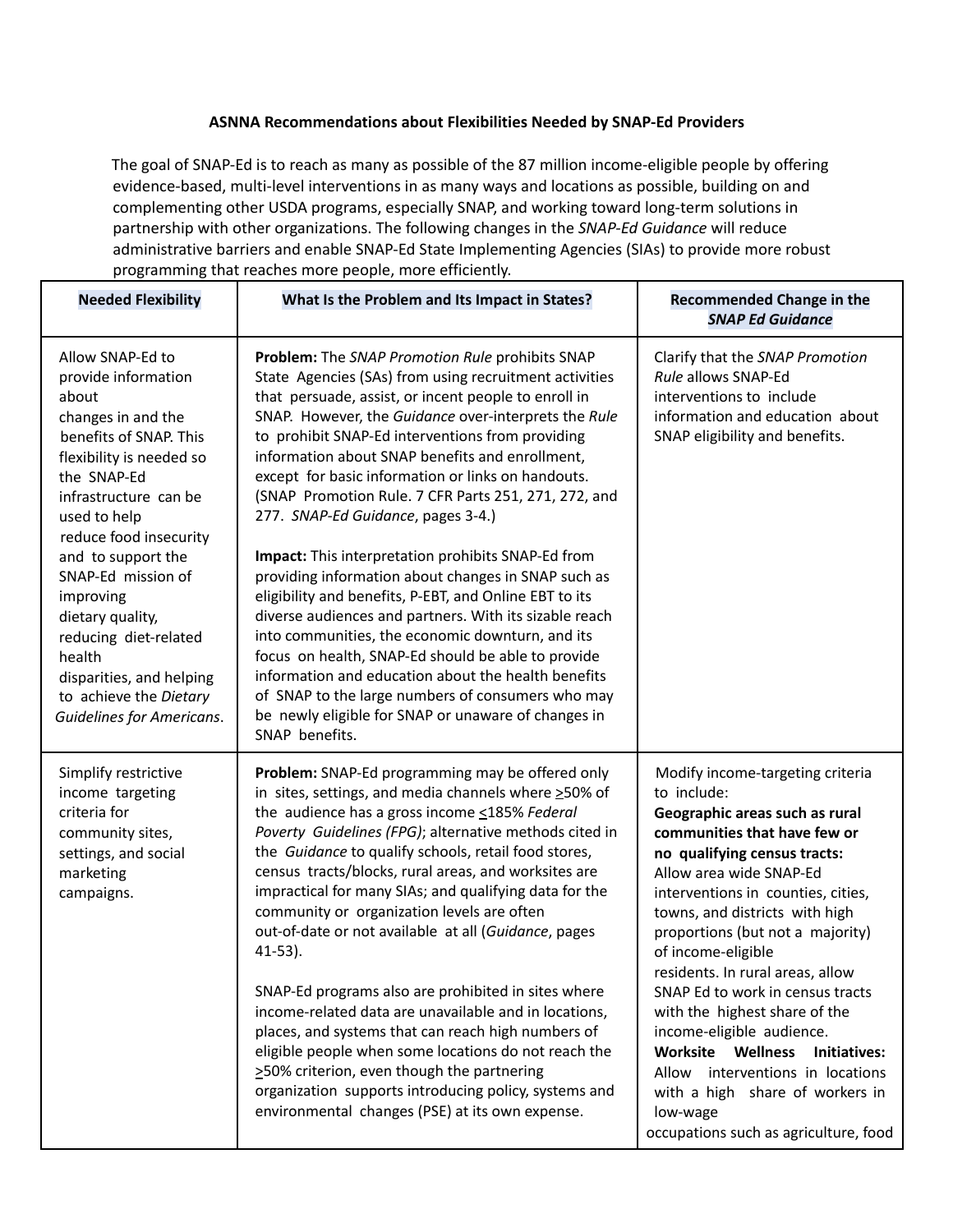**ASNNA Recommendations about Flexibilities Needed by SNAP-Ed Providers**

The goal of SNAP-Ed is to reach as many as possible of the 87 million income-eligible people by offering evidence-based, multi-level interventions in as many ways and locations as possible, building on and complementing other USDA programs, especially SNAP, and working toward long-term solutions in partnership with other organizations. The following changes in the *SNAP-Ed Guidance* will reduce administrative barriers and enable SNAP-Ed State Implementing Agencies (SIAs) to provide more robust programming that reaches more people, more efficiently.

| **Needed Flexibility** | **What Is the Problem and Its Impact in States?** | **Recommended Change in the *SNAP Ed Guidance*** |
|---|---|---|
| Allow SNAP-Ed to provide information about changes in and the benefits of SNAP. This flexibility is needed so the SNAP-Ed infrastructure can be used to help reduce food insecurity and to support the SNAP-Ed mission of improving dietary quality, reducing diet-related health disparities, and helping to achieve the *Dietary Guidelines for Americans*. | **Problem:** The *SNAP Promotion Rule* prohibits SNAP State Agencies (SAs) from using recruitment activities that persuade, assist, or incent people to enroll in SNAP. However, the *Guidance* over-interprets the *Rule* to prohibit SNAP-Ed interventions from providing information about SNAP benefits and enrollment, except for basic information or links on handouts. (SNAP Promotion Rule. 7 CFR Parts 251, 271, 272, and 277. *SNAP-Ed Guidance*, pages 3-4.)<br><br>**Impact:** This interpretation prohibits SNAP-Ed from providing information about changes in SNAP such as eligibility and benefits, P-EBT, and Online EBT to its diverse audiences and partners. With its sizable reach into communities, the economic downturn, and its focus on health, SNAP-Ed should be able to provide information and education about the health benefits of SNAP to the large numbers of consumers who may be newly eligible for SNAP or unaware of changes in SNAP benefits. | Clarify that the *SNAP Promotion Rule* allows SNAP-Ed interventions to include information and education about SNAP eligibility and benefits. |
| Simplify restrictive income targeting criteria for community sites, settings, and social marketing campaigns. | **Problem:** SNAP-Ed programming may be offered only in sites, settings, and media channels where ≥50% of the audience has a gross income ≤185% *Federal Poverty Guidelines (FPG)*; alternative methods cited in the *Guidance* to qualify schools, retail food stores, census tracts/blocks, rural areas, and worksites are impractical for many SIAs; and qualifying data for the community or organization levels are often out-of-date or not available at all (*Guidance*, pages 41-53).<br><br>SNAP-Ed programs also are prohibited in sites where income-related data are unavailable and in locations, places, and systems that can reach high numbers of eligible people when some locations do not reach the ≥50% criterion, even though the partnering organization supports introducing policy, systems and environmental changes (PSE) at its own expense. | Modify income-targeting criteria to include:<br>**Geographic areas such as rural communities that have few or no qualifying census tracts:** Allow area wide SNAP-Ed interventions in counties, cities, towns, and districts with high proportions (but not a majority) of income-eligible residents. In rural areas, allow SNAP Ed to work in census tracts with the highest share of the income-eligible audience.<br>**Worksite Wellness Initiatives:** Allow interventions in locations with a high share of workers in low-wage occupations such as agriculture, food |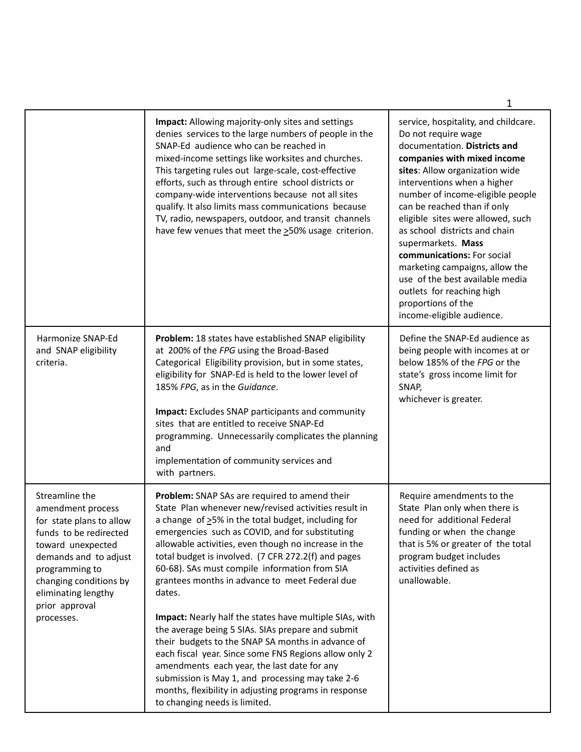| | | |
|---|---|---|
| | **Impact:** Allowing majority-only sites and settings denies services to the large numbers of people in the SNAP-Ed audience who can be reached in mixed-income settings like worksites and churches. This targeting rules out large-scale, cost-effective efforts, such as through entire school districts or company-wide interventions because not all sites qualify. It also limits mass communications because TV, radio, newspapers, outdoor, and transit channels have few venues that meet the >50% usage criterion. | service, hospitality, and childcare. Do not require wage documentation. **Districts and companies with mixed income sites**: Allow organization wide interventions when a higher number of income-eligible people can be reached than if only eligible sites were allowed, such as school districts and chain supermarkets. **Mass communications:** For social marketing campaigns, allow the use of the best available media outlets for reaching high proportions of the income-eligible audience. |
| Harmonize SNAP-Ed and SNAP eligibility criteria. | **Problem:** 18 states have established SNAP eligibility at 200% of the *FPG* using the Broad-Based Categorical Eligibility provision, but in some states, eligibility for SNAP-Ed is held to the lower level of 185% *FPG*, as in the *Guidance*.<br><br>**Impact:** Excludes SNAP participants and community sites that are entitled to receive SNAP-Ed programming. Unnecessarily complicates the planning and implementation of community services and with partners. | Define the SNAP-Ed audience as being people with incomes at or below 185% of the *FPG* or the state's gross income limit for SNAP, whichever is greater. |
| Streamline the amendment process for state plans to allow funds to be redirected toward unexpected demands and to adjust programming to changing conditions by eliminating lengthy prior approval processes. | **Problem:** SNAP SAs are required to amend their State Plan whenever new/revised activities result in a change of >5% in the total budget, including for emergencies such as COVID, and for substituting allowable activities, even though no increase in the total budget is involved. (7 CFR 272.2(f) and pages 60-68). SAs must compile information from SIA grantees months in advance to meet Federal due dates.<br><br>**Impact:** Nearly half the states have multiple SIAs, with the average being 5 SIAs. SIAs prepare and submit their budgets to the SNAP SA months in advance of each fiscal year. Since some FNS Regions allow only 2 amendments each year, the last date for any submission is May 1, and processing may take 2-6 months, flexibility in adjusting programs in response to changing needs is limited. | Require amendments to the State Plan only when there is need for additional Federal funding or when the change that is 5% or greater of the total program budget includes activities defined as unallowable. |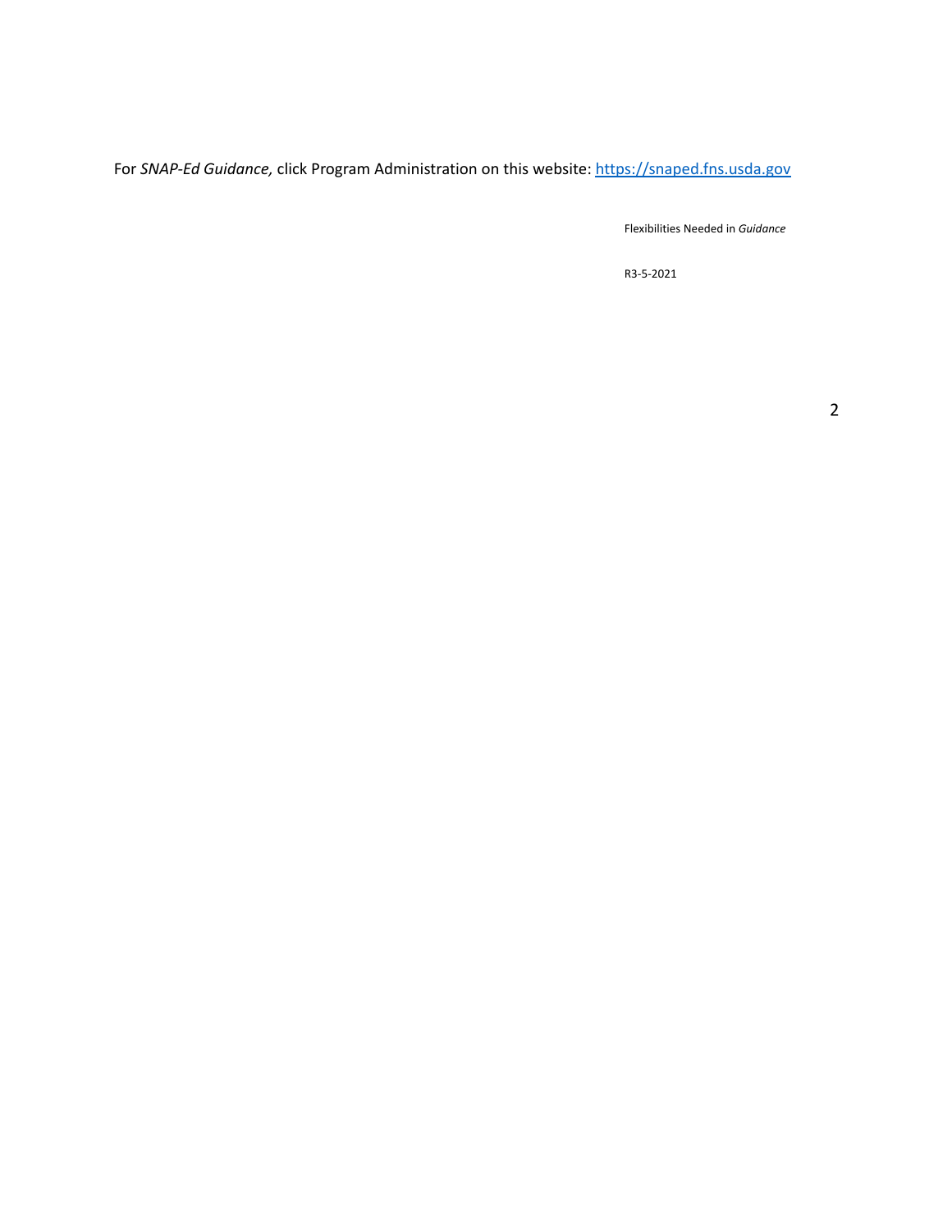For *SNAP-Ed Guidance,* click Program Administration on this website: https://snaped.fns.usda.gov